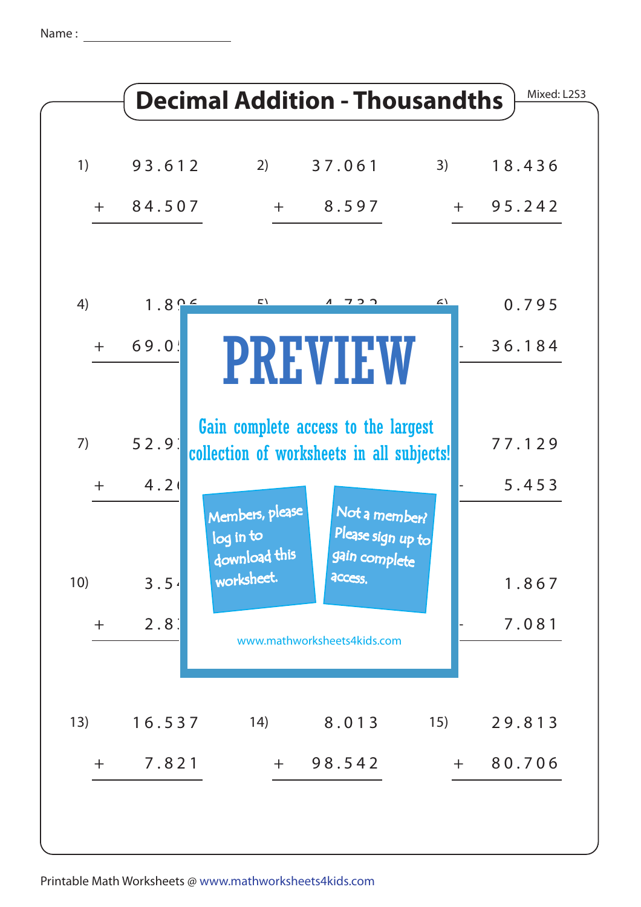Name : ______________________

# Decimal Addition - Thousandths

Mixed: L2S3

| | | |
|---|---|---|
| 1) 93.612 + 84.507 | 2) 37.061 + 8.597 | 3) 18.436 + 95.242 |
| 4) 1.89... + 69.0... | 5) 4.73... | 6) 0.795 + 36.184 |
| 7) 52.9... + 4.2... | 8) | 9) 77.129 + 5.453 |
| 10) 3.5... + 2.8... | 11) | 12) 1.867 + 7.081 |
| 13) 16.537 + 7.821 | 14) 8.013 + 98.542 | 15) 29.813 + 80.706 |

PREVIEW

Gain complete access to the largest collection of worksheets in all subjects!

Members, please log in to download this worksheet.

Not a member? Please sign up to gain complete access.

www.mathworksheets4kids.com

Printable Math Worksheets @ www.mathworksheets4kids.com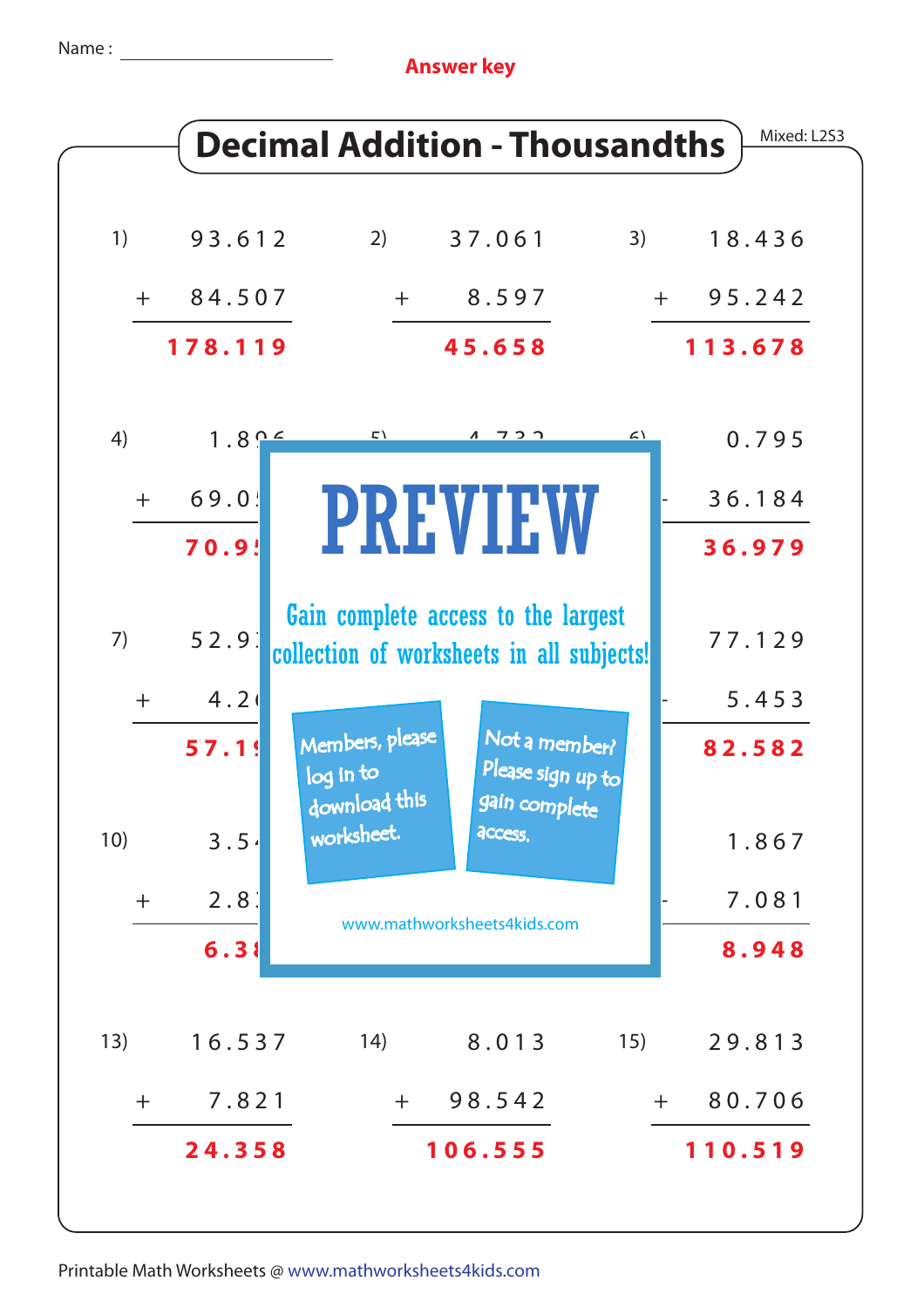Name :

**Answer key**

# Decimal Addition - Thousandths

Mixed: L2S3

1) $93.612 + 84.507 = \mathbf{178.119}$

2) $37.061 + 8.597 = \mathbf{45.658}$

3) $18.436 + 95.242 = \mathbf{113.678}$

4) $1.89\ldots + 69.0\ldots = \mathbf{70.9\ldots}$

5) $4.732\ldots$

6) $0.795 + 36.184 = \mathbf{36.979}$

7) $52.9\ldots + 4.2\ldots = \mathbf{57.1\ldots}$

9) $77.129 + 5.453 = \mathbf{82.582}$

10) $3.5\ldots + 2.8\ldots = \mathbf{6.3\ldots}$

12) $1.867 + 7.081 = \mathbf{8.948}$

13) $16.537 + 7.821 = \mathbf{24.358}$

14) $8.013 + 98.542 = \mathbf{106.555}$

15) $29.813 + 80.706 = \mathbf{110.519}$

PREVIEW

Gain complete access to the largest collection of worksheets in all subjects!

Members, please log in to download this worksheet.

Not a member? Please sign up to gain complete access.

www.mathworksheets4kids.com

Printable Math Worksheets @ www.mathworksheets4kids.com